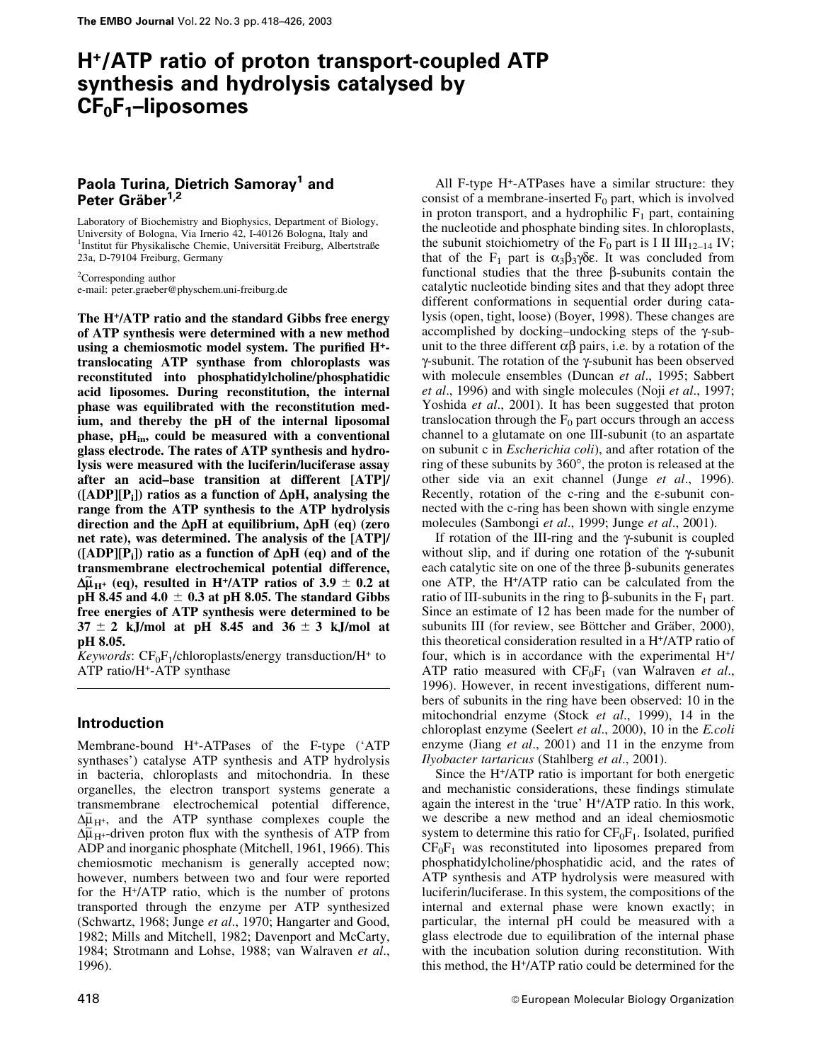# $H^+$/ATP ratio of proton transport-coupled ATP synthesis and hydrolysis catalysed by $CF_0F_1$–liposomes

**Paola Turina, Dietrich Samoray[1] and Peter Gräber[1,2]**

Laboratory of Biochemistry and Biophysics, Department of Biology, University of Bologna, Via Irnerio 42, I-40126 Bologna, Italy and [1]Institut für Physikalische Chemie, Universität Freiburg, Albertstraße 23a, D-79104 Freiburg, Germany

[2]Corresponding author
e-mail: peter.graeber@physchem.uni-freiburg.de

**The $H^+$/ATP ratio and the standard Gibbs free energy of ATP synthesis were determined with a new method using a chemiosmotic model system. The purified $H^+$-translocating ATP synthase from chloroplasts was reconstituted into phosphatidylcholine/phosphatidic acid liposomes. During reconstitution, the internal phase was equilibrated with the reconstitution medium, and thereby the pH of the internal liposomal phase, $pH_{in}$, could be measured with a conventional glass electrode. The rates of ATP synthesis and hydrolysis were measured with the luciferin/luciferase assay after an acid–base transition at different [ATP]/([ADP][$P_i$]) ratios as a function of ΔpH, analysing the range from the ATP synthesis to the ATP hydrolysis direction and the ΔpH at equilibrium, ΔpH (eq) (zero net rate), was determined. The analysis of the [ATP]/([ADP][$P_i$]) ratio as a function of ΔpH (eq) and of the transmembrane electrochemical potential difference, $\Delta\tilde{\mu}_{H^+}$ (eq), resulted in $H^+$/ATP ratios of 3.9 ± 0.2 at pH 8.45 and 4.0 ± 0.3 at pH 8.05. The standard Gibbs free energies of ATP synthesis were determined to be 37 ± 2 kJ/mol at pH 8.45 and 36 ± 3 kJ/mol at pH 8.05.**

*Keywords*: $CF_0F_1$/chloroplasts/energy transduction/$H^+$ to ATP ratio/$H^+$-ATP synthase

## Introduction

Membrane-bound $H^+$-ATPases of the F-type ('ATP synthases') catalyse ATP synthesis and ATP hydrolysis in bacteria, chloroplasts and mitochondria. In these organelles, the electron transport systems generate a transmembrane electrochemical potential difference, $\Delta\tilde{\mu}_{H^+}$, and the ATP synthase complexes couple the $\Delta\tilde{\mu}_{H^+}$-driven proton flux with the synthesis of ATP from ADP and inorganic phosphate (Mitchell, 1961, 1966). This chemiosmotic mechanism is generally accepted now; however, numbers between two and four were reported for the $H^+$/ATP ratio, which is the number of protons transported through the enzyme per ATP synthesized (Schwartz, 1968; Junge *et al*., 1970; Hangarter and Good, 1982; Mills and Mitchell, 1982; Davenport and McCarty, 1984; Strotmann and Lohse, 1988; van Walraven *et al*., 1996).

All F-type $H^+$-ATPases have a similar structure: they consist of a membrane-inserted $F_0$ part, which is involved in proton transport, and a hydrophilic $F_1$ part, containing the nucleotide and phosphate binding sites. In chloroplasts, the subunit stoichiometry of the $F_0$ part is I II $III_{12-14}$ IV; that of the $F_1$ part is $\alpha_3\beta_3\gamma\delta\varepsilon$. It was concluded from functional studies that the three β-subunits contain the catalytic nucleotide binding sites and that they adopt three different conformations in sequential order during catalysis (open, tight, loose) (Boyer, 1998). These changes are accomplished by docking–undocking steps of the γ-subunit to the three different αβ pairs, i.e. by a rotation of the γ-subunit. The rotation of the γ-subunit has been observed with molecule ensembles (Duncan *et al*., 1995; Sabbert *et al*., 1996) and with single molecules (Noji *et al*., 1997; Yoshida *et al*., 2001). It has been suggested that proton translocation through the $F_0$ part occurs through an access channel to a glutamate on one III-subunit (to an aspartate on subunit c in *Escherichia coli*), and after rotation of the ring of these subunits by 360°, the proton is released at the other side via an exit channel (Junge *et al*., 1996). Recently, rotation of the c-ring and the ε-subunit connected with the c-ring has been shown with single enzyme molecules (Sambongi *et al*., 1999; Junge *et al*., 2001).

If rotation of the III-ring and the γ-subunit is coupled without slip, and if during one rotation of the γ-subunit each catalytic site on one of the three β-subunits generates one ATP, the $H^+$/ATP ratio can be calculated from the ratio of III-subunits in the ring to β-subunits in the $F_1$ part. Since an estimate of 12 has been made for the number of subunits III (for review, see Böttcher and Gräber, 2000), this theoretical consideration resulted in a $H^+$/ATP ratio of four, which is in accordance with the experimental $H^+$/ATP ratio measured with $CF_0F_1$ (van Walraven *et al*., 1996). However, in recent investigations, different numbers of subunits in the ring have been observed: 10 in the mitochondrial enzyme (Stock *et al*., 1999), 14 in the chloroplast enzyme (Seelert *et al*., 2000), 10 in the *E.coli* enzyme (Jiang *et al*., 2001) and 11 in the enzyme from *Ilyobacter tartaricus* (Stahlberg *et al*., 2001).

Since the $H^+$/ATP ratio is important for both energetic and mechanistic considerations, these findings stimulate again the interest in the 'true' $H^+$/ATP ratio. In this work, we describe a new method and an ideal chemiosmotic system to determine this ratio for $CF_0F_1$. Isolated, purified $CF_0F_1$ was reconstituted into liposomes prepared from phosphatidylcholine/phosphatidic acid, and the rates of ATP synthesis and ATP hydrolysis were measured with luciferin/luciferase. In this system, the compositions of the internal and external phase were known exactly; in particular, the internal pH could be measured with a glass electrode due to equilibration of the internal phase with the incubation solution during reconstitution. With this method, the $H^+$/ATP ratio could be determined for the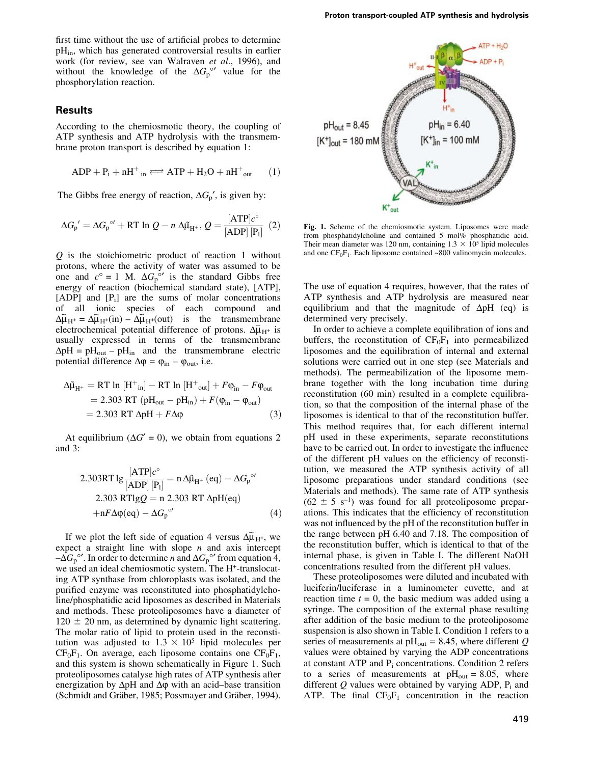first time without the use of artificial probes to determine $pH_{in}$, which has generated controversial results in earlier work (for review, see van Walraven *et al*., 1996), and without the knowledge of the $\Delta G_p{}^{\circ\prime}$ value for the phosphorylation reaction.

## Results

According to the chemiosmotic theory, the coupling of ATP synthesis and ATP hydrolysis with the transmembrane proton transport is described by equation 1:

$$\mathrm{ADP} + \mathrm{P_i} + \mathrm{nH^+}_{\mathrm{in}} \rightleftharpoons \mathrm{ATP} + \mathrm{H_2O} + \mathrm{nH^+}_{\mathrm{out}} \qquad (1)$$

The Gibbs free energy of reaction, $\Delta G_p{}'$, is given by:

$$\Delta G_p{}' = \Delta G_p{}^{\circ\prime} + \mathrm{RT} \ln Q - n\,\Delta\tilde{\mu}_{\mathrm{H^+}},\ Q = \frac{[\mathrm{ATP}]c^\circ}{[\mathrm{ADP}]\,[\mathrm{P_i}]} \quad (2)$$

$Q$ is the stoichiometric product of reaction 1 without protons, where the activity of water was assumed to be one and $c^\circ = 1$ M. $\Delta G_p{}^{\circ\prime}$ is the standard Gibbs free energy of reaction (biochemical standard state), [ATP], [ADP] and [$P_i$] are the sums of molar concentrations of all ionic species of each compound and $\Delta\tilde{\mu}_{H^+} = \Delta\tilde{\mu}_{H^+}(\mathrm{in}) - \Delta\tilde{\mu}_{H^+}(\mathrm{out})$ is the transmembrane electrochemical potential difference of protons. $\Delta\tilde{\mu}_{H^+}$ is usually expressed in terms of the transmembrane $\Delta pH = pH_{out} - pH_{in}$ and the transmembrane electric potential difference $\Delta\varphi = \varphi_{in} - \varphi_{out}$, i.e.

$$\begin{aligned}\Delta\tilde{\mu}_{\mathrm{H^+}} &= \mathrm{RT}\ln[\mathrm{H^+}_{\mathrm{in}}] - \mathrm{RT}\ln[\mathrm{H^+}_{\mathrm{out}}] + F\varphi_{\mathrm{in}} - F\varphi_{\mathrm{out}} \\ &= 2.303\,\mathrm{RT}\,(\mathrm{pH_{out}} - \mathrm{pH_{in}}) + F(\varphi_{\mathrm{in}} - \varphi_{\mathrm{out}}) \\ &= 2.303\,\mathrm{RT}\,\Delta\mathrm{pH} + F\Delta\varphi \end{aligned} \qquad (3)$$

At equilibrium ($\Delta G' = 0$), we obtain from equations 2 and 3:

$$\begin{aligned} 2.303\mathrm{RT}\,\lg\frac{[\mathrm{ATP}]c^\circ}{[\mathrm{ADP}]\,[\mathrm{P_i}]} &= \mathrm{n}\,\Delta\tilde{\mu}_{\mathrm{H^+}}\,(\mathrm{eq}) - \Delta G_p{}^{\circ\prime} \\ 2.303\,\mathrm{RT}\lg Q &= \mathrm{n}\,2.303\,\mathrm{RT}\,\Delta\mathrm{pH(eq)} \\ &+ \mathrm{n}F\Delta\varphi(\mathrm{eq}) - \Delta G_p{}^{\circ\prime} \end{aligned} \qquad (4)$$

If we plot the left side of equation 4 versus $\Delta\tilde{\mu}_{H^+}$, we expect a straight line with slope $n$ and axis intercept $-\Delta G_p{}^{\circ\prime}$. In order to determine $n$ and $\Delta G_p{}^{\circ\prime}$ from equation 4, we used an ideal chemiosmotic system. The $H^+$-translocating ATP synthase from chloroplasts was isolated, and the purified enzyme was reconstituted into phosphatidylcholine/phosphatidic acid liposomes as described in Materials and methods. These proteoliposomes have a diameter of 120 ± 20 nm, as determined by dynamic light scattering. The molar ratio of lipid to protein used in the reconstitution was adjusted to $1.3 \times 10^5$ lipid molecules per $CF_0F_1$. On average, each liposome contains one $CF_0F_1$, and this system is shown schematically in Figure 1. Such proteoliposomes catalyse high rates of ATP synthesis after energization by $\Delta pH$ and $\Delta\varphi$ with an acid–base transition (Schmidt and Gräber, 1985; Possmayer and Gräber, 1994).

**Fig. 1.** Scheme of the chemiosmotic system. Liposomes were made from phosphatidylcholine and contained 5 mol% phosphatidic acid. Their mean diameter was 120 nm, containing $1.3 \times 10^5$ lipid molecules and one $CF_0F_1$. Each liposome contained ~800 valinomycin molecules.

The use of equation 4 requires, however, that the rates of ATP synthesis and ATP hydrolysis are measured near equilibrium and that the magnitude of $\Delta pH$ (eq) is determined very precisely.

In order to achieve a complete equilibration of ions and buffers, the reconstitution of $CF_0F_1$ into permeabilized liposomes and the equilibration of internal and external solutions were carried out in one step (see Materials and methods). The permeabilization of the liposome membrane together with the long incubation time during reconstitution (60 min) resulted in a complete equilibration, so that the composition of the internal phase of the liposomes is identical to that of the reconstitution buffer. This method requires that, for each different internal pH used in these experiments, separate reconstitutions have to be carried out. In order to investigate the influence of the different pH values on the efficiency of reconstitution, we measured the ATP synthesis activity of all liposome preparations under standard conditions (see Materials and methods). The same rate of ATP synthesis (62 ± 5 $s^{-1}$) was found for all proteoliposome preparations. This indicates that the efficiency of reconstitution was not influenced by the pH of the reconstitution buffer in the range between pH 6.40 and 7.18. The composition of the reconstitution buffer, which is identical to that of the internal phase, is given in Table I. The different NaOH concentrations resulted from the different pH values.

These proteoliposomes were diluted and incubated with luciferin/luciferase in a luminometer cuvette, and at reaction time $t = 0$, the basic medium was added using a syringe. The composition of the external phase resulting after addition of the basic medium to the proteoliposome suspension is also shown in Table I. Condition 1 refers to a series of measurements at $pH_{out} = 8.45$, where different $Q$ values were obtained by varying the ADP concentrations at constant ATP and $P_i$ concentrations. Condition 2 refers to a series of measurements at $pH_{out} = 8.05$, where different $Q$ values were obtained by varying ADP, $P_i$ and ATP. The final $CF_0F_1$ concentration in the reaction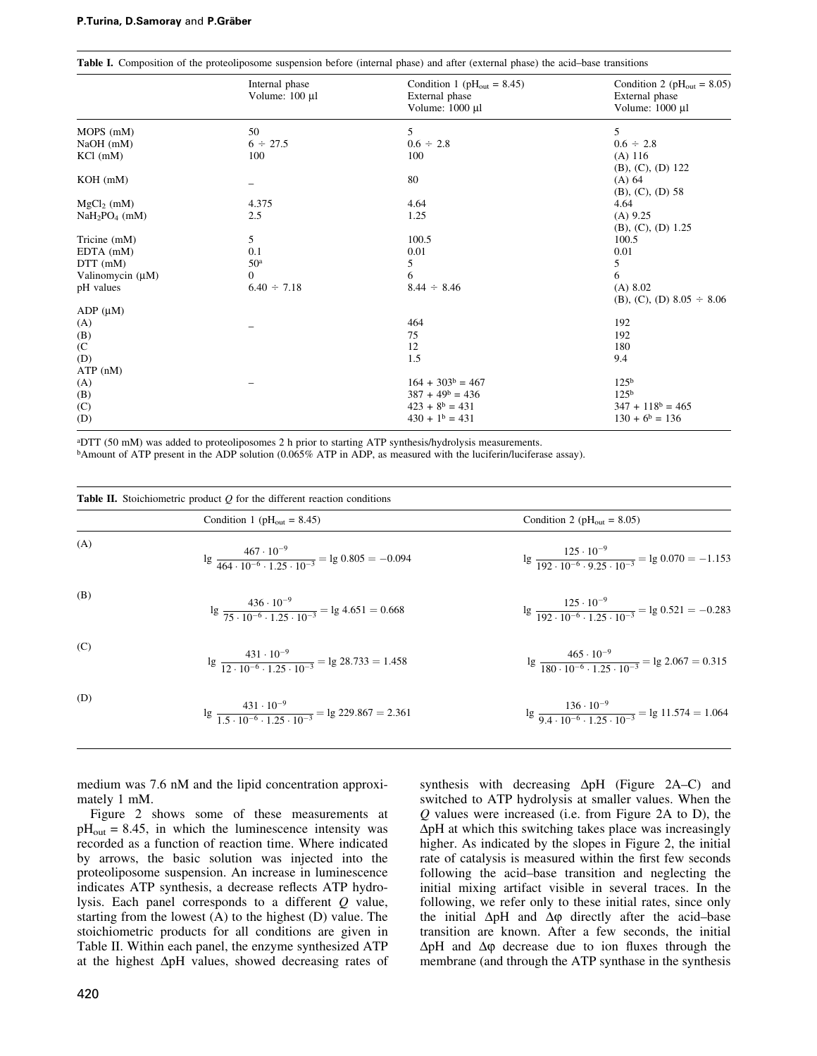**Table I.** Composition of the proteoliposome suspension before (internal phase) and after (external phase) the acid–base transitions

| | Internal phase<br>Volume: 100 µl | Condition 1 ($pH_{out}$ = 8.45)<br>External phase<br>Volume: 1000 µl | Condition 2 ($pH_{out}$ = 8.05)<br>External phase<br>Volume: 1000 µl |
|---|---|---|---|
| MOPS (mM) | 50 | 5 | 5 |
| NaOH (mM) | 6 ÷ 27.5 | 0.6 ÷ 2.8 | 0.6 ÷ 2.8 |
| KCl (mM) | 100 | 100 | (A) 116<br>(B), (C), (D) 122 |
| KOH (mM) | – | 80 | (A) 64<br>(B), (C), (D) 58 |
| $MgCl_2$ (mM) | 4.375 | 4.64 | 4.64 |
| $NaH_2PO_4$ (mM) | 2.5 | 1.25 | (A) 9.25<br>(B), (C), (D) 1.25 |
| Tricine (mM) | 5 | 100.5 | 100.5 |
| EDTA (mM) | 0.1 | 0.01 | 0.01 |
| DTT (mM) | 50[a] | 5 | 5 |
| Valinomycin (µM) | 0 | 6 | 6 |
| pH values | 6.40 ÷ 7.18 | 8.44 ÷ 8.46 | (A) 8.02<br>(B), (C), (D) 8.05 ÷ 8.06 |
| ADP (µM) | | | |
| (A) | – | 464 | 192 |
| (B) | | 75 | 192 |
| (C | | 12 | 180 |
| (D) | | 1.5 | 9.4 |
| ATP (nM) | | | |
| (A) | – | 164 + 303[b] = 467 | 125[b] |
| (B) | | 387 + 49[b] = 436 | 125[b] |
| (C) | | 423 + 8[b] = 431 | 347 + 118[b] = 465 |
| (D) | | 430 + 1[b] = 431 | 130 + 6[b] = 136 |

[a]DTT (50 mM) was added to proteoliposomes 2 h prior to starting ATP synthesis/hydrolysis measurements.
[b]Amount of ATP present in the ADP solution (0.065% ATP in ADP, as measured with the luciferin/luciferase assay).

**Table II.** Stoichiometric product $Q$ for the different reaction conditions

| | Condition 1 ($pH_{out}$ = 8.45) | Condition 2 ($pH_{out}$ = 8.05) |
|---|---|---|
| (A) | $\lg \frac{467 \cdot 10^{-9}}{464 \cdot 10^{-6} \cdot 1.25 \cdot 10^{-3}} = \lg 0.805 = -0.094$ | $\lg \frac{125 \cdot 10^{-9}}{192 \cdot 10^{-6} \cdot 9.25 \cdot 10^{-3}} = \lg 0.070 = -1.153$ |
| (B) | $\lg \frac{436 \cdot 10^{-9}}{75 \cdot 10^{-6} \cdot 1.25 \cdot 10^{-3}} = \lg 4.651 = 0.668$ | $\lg \frac{125 \cdot 10^{-9}}{192 \cdot 10^{-6} \cdot 1.25 \cdot 10^{-3}} = \lg 0.521 = -0.283$ |
| (C) | $\lg \frac{431 \cdot 10^{-9}}{12 \cdot 10^{-6} \cdot 1.25 \cdot 10^{-3}} = \lg 28.733 = 1.458$ | $\lg \frac{465 \cdot 10^{-9}}{180 \cdot 10^{-6} \cdot 1.25 \cdot 10^{-3}} = \lg 2.067 = 0.315$ |
| (D) | $\lg \frac{431 \cdot 10^{-9}}{1.5 \cdot 10^{-6} \cdot 1.25 \cdot 10^{-3}} = \lg 229.867 = 2.361$ | $\lg \frac{136 \cdot 10^{-9}}{9.4 \cdot 10^{-6} \cdot 1.25 \cdot 10^{-3}} = \lg 11.574 = 1.064$ |

medium was 7.6 nM and the lipid concentration approximately 1 mM.

Figure 2 shows some of these measurements at $pH_{out}$ = 8.45, in which the luminescence intensity was recorded as a function of reaction time. Where indicated by arrows, the basic solution was injected into the proteoliposome suspension. An increase in luminescence indicates ATP synthesis, a decrease reflects ATP hydrolysis. Each panel corresponds to a different $Q$ value, starting from the lowest (A) to the highest (D) value. The stoichiometric products for all conditions are given in Table II. Within each panel, the enzyme synthesized ATP at the highest $\Delta pH$ values, showed decreasing rates of synthesis with decreasing $\Delta pH$ (Figure 2A–C) and switched to ATP hydrolysis at smaller values. When the $Q$ values were increased (i.e. from Figure 2A to D), the $\Delta pH$ at which this switching takes place was increasingly higher. As indicated by the slopes in Figure 2, the initial rate of catalysis is measured within the first few seconds following the acid–base transition and neglecting the initial mixing artifact visible in several traces. In the following, we refer only to these initial rates, since only the initial $\Delta pH$ and $\Delta\varphi$ directly after the acid–base transition are known. After a few seconds, the initial $\Delta pH$ and $\Delta\varphi$ decrease due to ion fluxes through the membrane (and through the ATP synthase in the synthesis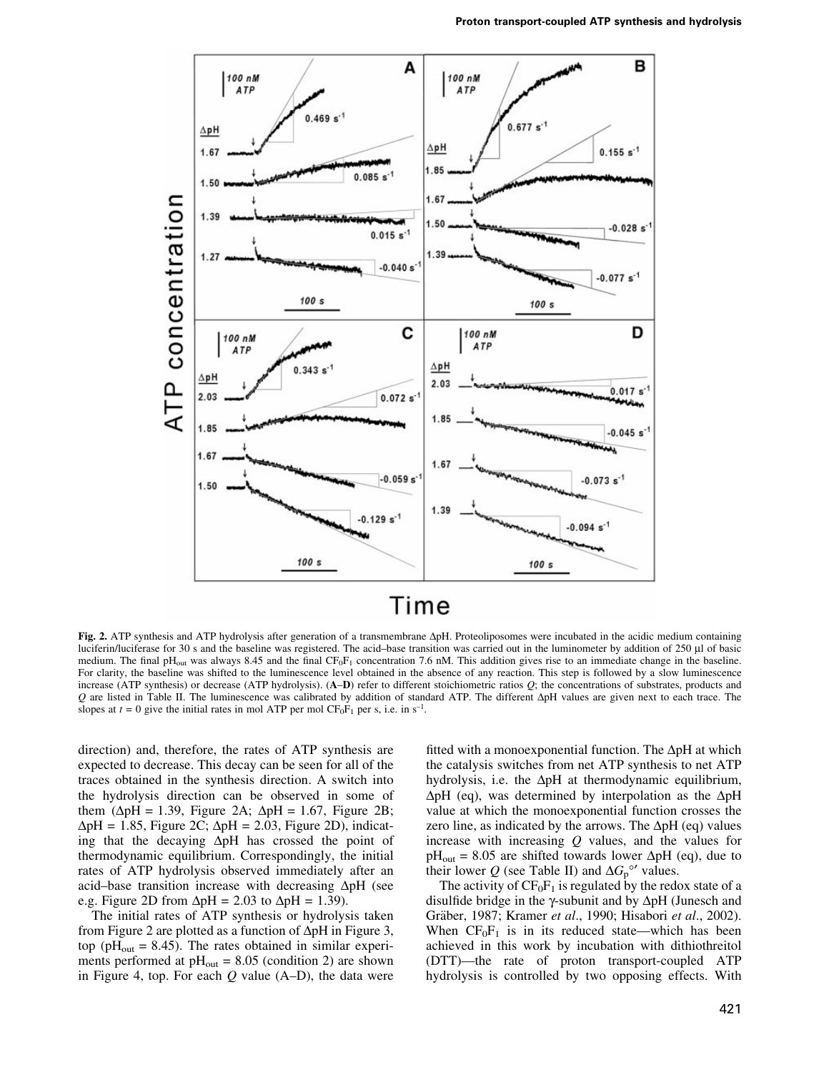**Fig. 2.** ATP synthesis and ATP hydrolysis after generation of a transmembrane ΔpH. Proteoliposomes were incubated in the acidic medium containing luciferin/luciferase for 30 s and the baseline was registered. The acid–base transition was carried out in the luminometer by addition of 250 μl of basic medium. The final $pH_{out}$ was always 8.45 and the final $CF_0F_1$ concentration 7.6 nM. This addition gives rise to an immediate change in the baseline. For clarity, the baseline was shifted to the luminescence level obtained in the absence of any reaction. This step is followed by a slow luminescence increase (ATP synthesis) or decrease (ATP hydrolysis). (**A**–**D**) refer to different stoichiometric ratios *Q*; the concentrations of substrates, products and *Q* are listed in Table II. The luminescence was calibrated by addition of standard ATP. The different ΔpH values are given next to each trace. The slopes at $t = 0$ give the initial rates in mol ATP per mol $CF_0F_1$ per s, i.e. in $s^{-1}$.

direction) and, therefore, the rates of ATP synthesis are expected to decrease. This decay can be seen for all of the traces obtained in the synthesis direction. A switch into the hydrolysis direction can be observed in some of them (ΔpH = 1.39, Figure 2A; ΔpH = 1.67, Figure 2B; ΔpH = 1.85, Figure 2C; ΔpH = 2.03, Figure 2D), indicating that the decaying ΔpH has crossed the point of thermodynamic equilibrium. Correspondingly, the initial rates of ATP hydrolysis observed immediately after an acid–base transition increase with decreasing ΔpH (see e.g. Figure 2D from ΔpH = 2.03 to ΔpH = 1.39).

The initial rates of ATP synthesis or hydrolysis taken from Figure 2 are plotted as a function of ΔpH in Figure 3, top ($pH_{out}$ = 8.45). The rates obtained in similar experiments performed at $pH_{out}$ = 8.05 (condition 2) are shown in Figure 4, top. For each *Q* value (A–D), the data were fitted with a monoexponential function. The ΔpH at which the catalysis switches from net ATP synthesis to net ATP hydrolysis, i.e. the ΔpH at thermodynamic equilibrium, ΔpH (eq), was determined by interpolation as the ΔpH value at which the monoexponential function crosses the zero line, as indicated by the arrows. The ΔpH (eq) values increase with increasing *Q* values, and the values for $pH_{out}$ = 8.05 are shifted towards lower ΔpH (eq), due to their lower *Q* (see Table II) and $\Delta G_p^{\circ\prime}$ values.

The activity of $CF_0F_1$ is regulated by the redox state of a disulfide bridge in the γ-subunit and by ΔpH (Junesch and Gräber, 1987; Kramer *et al*., 1990; Hisabori *et al*., 2002). When $CF_0F_1$ is in its reduced state—which has been achieved in this work by incubation with dithiothreitol (DTT)—the rate of proton transport-coupled ATP hydrolysis is controlled by two opposing effects. With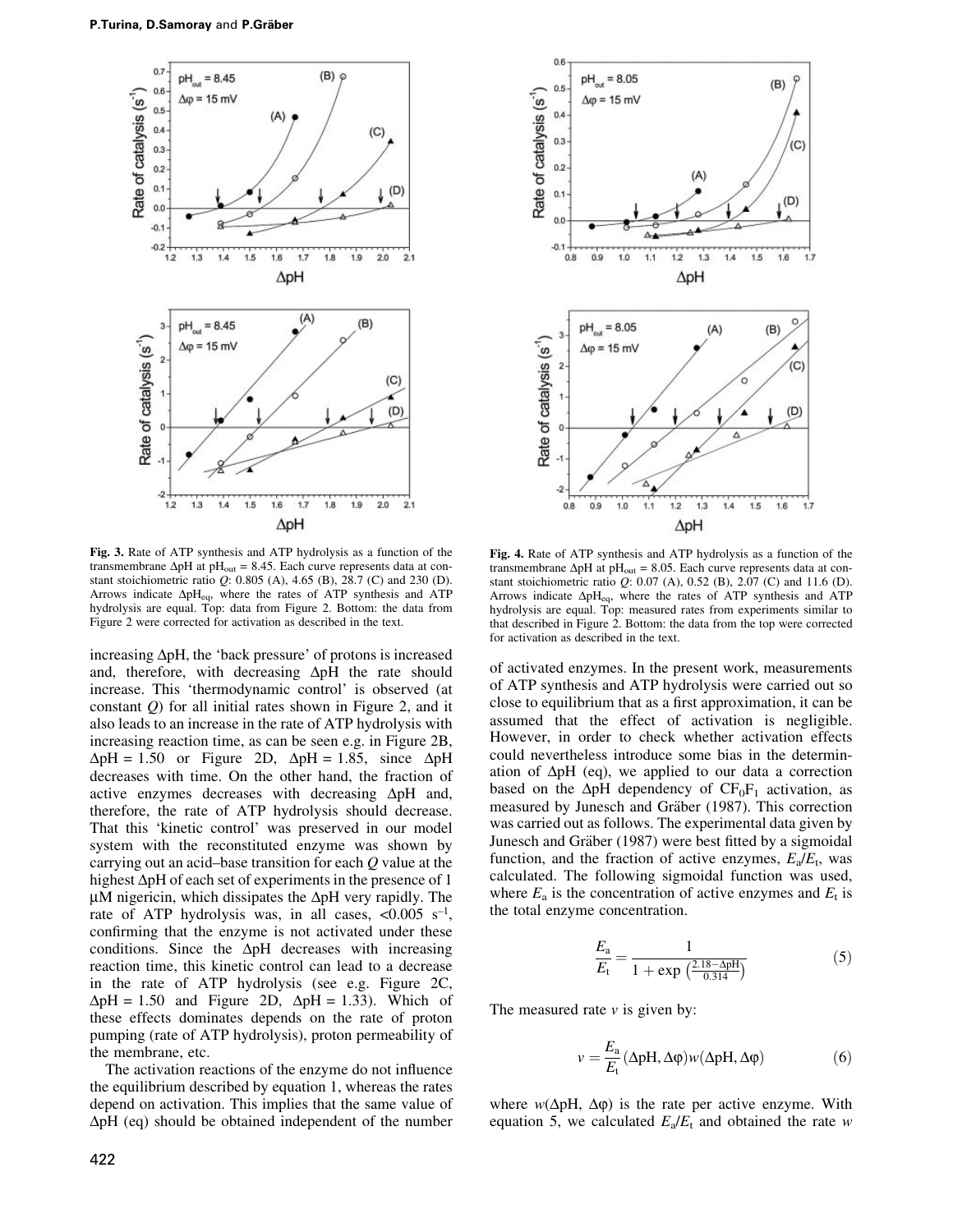Fig. 3. Rate of ATP synthesis and ATP hydrolysis as a function of the transmembrane ΔpH at $pH_{out}$ = 8.45. Each curve represents data at constant stoichiometric ratio $Q$: 0.805 (A), 4.65 (B), 28.7 (C) and 230 (D). Arrows indicate $\Delta pH_{eq}$, where the rates of ATP synthesis and ATP hydrolysis are equal. Top: data from Figure 2. Bottom: the data from Figure 2 were corrected for activation as described in the text.

Fig. 4. Rate of ATP synthesis and ATP hydrolysis as a function of the transmembrane ΔpH at $pH_{out}$ = 8.05. Each curve represents data at constant stoichiometric ratio $Q$: 0.07 (A), 0.52 (B), 2.07 (C) and 11.6 (D). Arrows indicate $\Delta pH_{eq}$, where the rates of ATP synthesis and ATP hydrolysis are equal. Top: measured rates from experiments similar to that described in Figure 2. Bottom: the data from the top were corrected for activation as described in the text.

increasing ΔpH, the 'back pressure' of protons is increased and, therefore, with decreasing ΔpH the rate should increase. This 'thermodynamic control' is observed (at constant $Q$) for all initial rates shown in Figure 2, and it also leads to an increase in the rate of ATP hydrolysis with increasing reaction time, as can be seen e.g. in Figure 2B, ΔpH = 1.50 or Figure 2D, ΔpH = 1.85, since ΔpH decreases with time. On the other hand, the fraction of active enzymes decreases with decreasing ΔpH and, therefore, the rate of ATP hydrolysis should decrease. That this 'kinetic control' was preserved in our model system with the reconstituted enzyme was shown by carrying out an acid–base transition for each $Q$ value at the highest ΔpH of each set of experiments in the presence of 1 μM nigericin, which dissipates the ΔpH very rapidly. The rate of ATP hydrolysis was, in all cases, <0.005 $s^{-1}$, confirming that the enzyme is not activated under these conditions. Since the ΔpH decreases with increasing reaction time, this kinetic control can lead to a decrease in the rate of ATP hydrolysis (see e.g. Figure 2C, ΔpH = 1.50 and Figure 2D, ΔpH = 1.33). Which of these effects dominates depends on the rate of proton pumping (rate of ATP hydrolysis), proton permeability of the membrane, etc.

The activation reactions of the enzyme do not influence the equilibrium described by equation 1, whereas the rates depend on activation. This implies that the same value of ΔpH (eq) should be obtained independent of the number of activated enzymes. In the present work, measurements of ATP synthesis and ATP hydrolysis were carried out so close to equilibrium that as a first approximation, it can be assumed that the effect of activation is negligible. However, in order to check whether activation effects could nevertheless introduce some bias in the determination of ΔpH (eq), we applied to our data a correction based on the ΔpH dependency of $CF_0F_1$ activation, as measured by Junesch and Gräber (1987). This correction was carried out as follows. The experimental data given by Junesch and Gräber (1987) were best fitted by a sigmoidal function, and the fraction of active enzymes, $E_a/E_t$, was calculated. The following sigmoidal function was used, where $E_a$ is the concentration of active enzymes and $E_t$ is the total enzyme concentration.

$$\frac{E_a}{E_t} = \frac{1}{1 + \exp\left(\frac{2.18 - \Delta pH}{0.314}\right)} \quad (5)$$

The measured rate $v$ is given by:

$$v = \frac{E_a}{E_t}(\Delta pH, \Delta\varphi)w(\Delta pH, \Delta\varphi) \quad (6)$$

where $w(\Delta pH, \Delta\varphi)$ is the rate per active enzyme. With equation 5, we calculated $E_a/E_t$ and obtained the rate $w$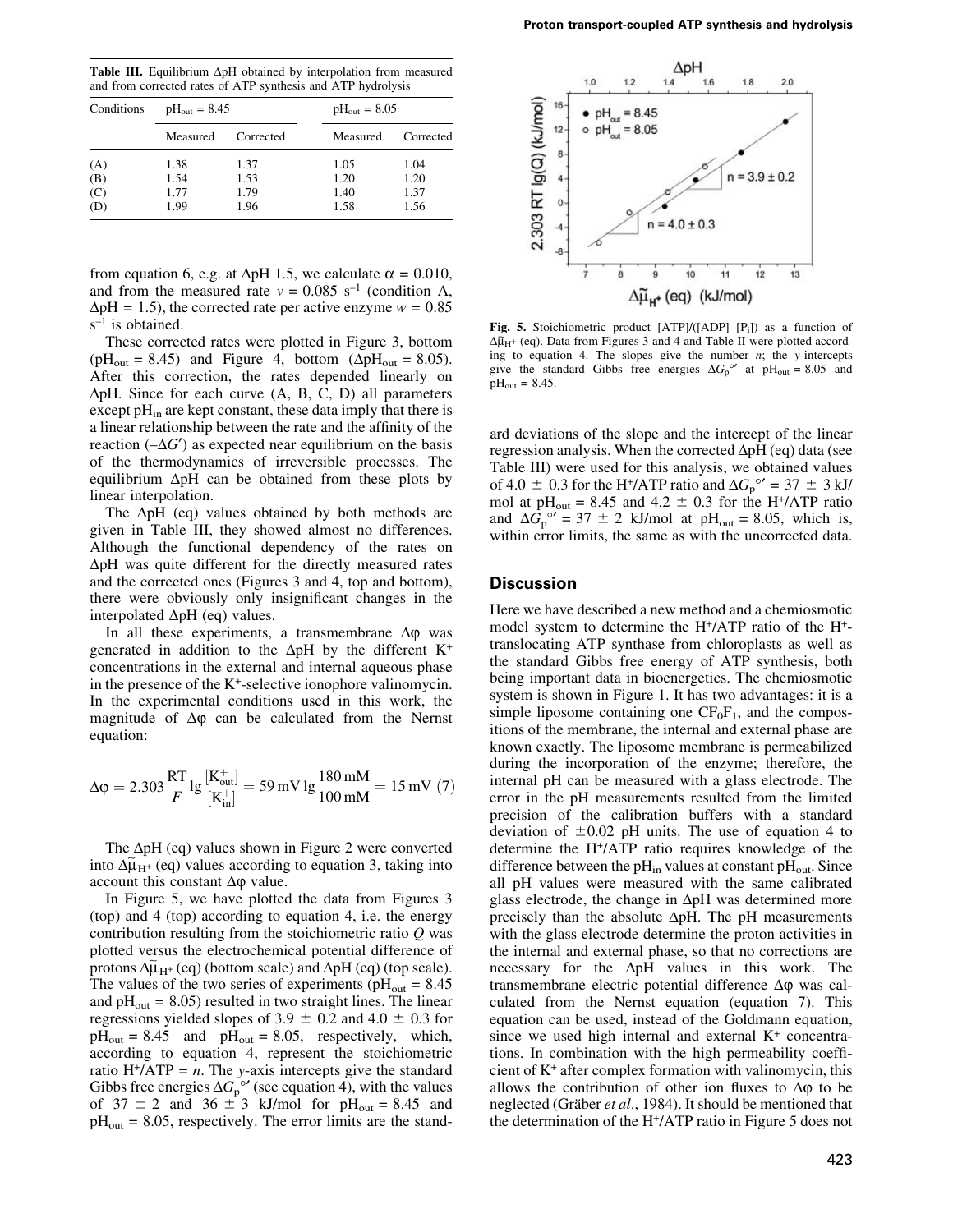**Table III.** Equilibrium ΔpH obtained by interpolation from measured and from corrected rates of ATP synthesis and ATP hydrolysis

| Conditions | $pH_{out} = 8.45$ | | $pH_{out} = 8.05$ | |
|---|---|---|---|---|
| | Measured | Corrected | Measured | Corrected |
| (A) | 1.38 | 1.37 | 1.05 | 1.04 |
| (B) | 1.54 | 1.53 | 1.20 | 1.20 |
| (C) | 1.77 | 1.79 | 1.40 | 1.37 |
| (D) | 1.99 | 1.96 | 1.58 | 1.56 |

from equation 6, e.g. at ΔpH 1.5, we calculate $\alpha = 0.010$, and from the measured rate $v = 0.085\ s^{-1}$ (condition A, ΔpH = 1.5), the corrected rate per active enzyme $w = 0.85\ s^{-1}$ is obtained.

These corrected rates were plotted in Figure 3, bottom ($pH_{out} = 8.45$) and Figure 4, bottom ($\Delta pH_{out} = 8.05$). After this correction, the rates depended linearly on ΔpH. Since for each curve (A, B, C, D) all parameters except $pH_{in}$ are kept constant, these data imply that there is a linear relationship between the rate and the affinity of the reaction ($-\Delta G'$) as expected near equilibrium on the basis of the thermodynamics of irreversible processes. The equilibrium ΔpH can be obtained from these plots by linear interpolation.

The ΔpH (eq) values obtained by both methods are given in Table III, they showed almost no differences. Although the functional dependency of the rates on ΔpH was quite different for the directly measured rates and the corrected ones (Figures 3 and 4, top and bottom), there were obviously only insignificant changes in the interpolated ΔpH (eq) values.

In all these experiments, a transmembrane Δφ was generated in addition to the ΔpH by the different $K^+$ concentrations in the external and internal aqueous phase in the presence of the $K^+$-selective ionophore valinomycin. In the experimental conditions used in this work, the magnitude of Δφ can be calculated from the Nernst equation:

$$\Delta\varphi = 2.303\,\frac{RT}{F}\lg\frac{[K^+_{out}]}{[K^+_{in}]} = 59\,\text{mV}\lg\frac{180\,\text{mM}}{100\,\text{mM}} = 15\,\text{mV} \quad (7)$$

The ΔpH (eq) values shown in Figure 2 were converted into $\Delta\tilde{\mu}_{H^+}$ (eq) values according to equation 3, taking into account this constant Δφ value.

In Figure 5, we have plotted the data from Figures 3 (top) and 4 (top) according to equation 4, i.e. the energy contribution resulting from the stoichiometric ratio *Q* was plotted versus the electrochemical potential difference of protons $\Delta\tilde{\mu}_{H^+}$ (eq) (bottom scale) and ΔpH (eq) (top scale). The values of the two series of experiments ($pH_{out} = 8.45$ and $pH_{out} = 8.05$) resulted in two straight lines. The linear regressions yielded slopes of $3.9 \pm 0.2$ and $4.0 \pm 0.3$ for $pH_{out} = 8.45$ and $pH_{out} = 8.05$, respectively, which, according to equation 4, represent the stoichiometric ratio $H^+/ATP = n$. The *y*-axis intercepts give the standard Gibbs free energies $\Delta G_p^{\circ\prime}$ (see equation 4), with the values of $37 \pm 2$ and $36 \pm 3$ kJ/mol for $pH_{out} = 8.45$ and $pH_{out} = 8.05$, respectively. The error limits are the standard deviations of the slope and the intercept of the linear regression analysis. When the corrected ΔpH (eq) data (see Table III) were used for this analysis, we obtained values of $4.0 \pm 0.3$ for the $H^+/ATP$ ratio and $\Delta G_p^{\circ\prime} = 37 \pm 3$ kJ/mol at $pH_{out} = 8.45$ and $4.2 \pm 0.3$ for the $H^+/ATP$ ratio and $\Delta G_p^{\circ\prime} = 37 \pm 2$ kJ/mol at $pH_{out} = 8.05$, which is, within error limits, the same as with the uncorrected data.

**Fig. 5.** Stoichiometric product [ATP]/([ADP] [$P_i$]) as a function of $\Delta\tilde{\mu}_{H^+}$ (eq). Data from Figures 3 and 4 and Table II were plotted according to equation 4. The slopes give the number *n*; the *y*-intercepts give the standard Gibbs free energies $\Delta G_p^{\circ\prime}$ at $pH_{out} = 8.05$ and $pH_{out} = 8.45$.

## Discussion

Here we have described a new method and a chemiosmotic model system to determine the $H^+/ATP$ ratio of the $H^+$-translocating ATP synthase from chloroplasts as well as the standard Gibbs free energy of ATP synthesis, both being important data in bioenergetics. The chemiosmotic system is shown in Figure 1. It has two advantages: it is a simple liposome containing one $CF_0F_1$, and the compositions of the membrane, the internal and external phase are known exactly. The liposome membrane is permeabilized during the incorporation of the enzyme; therefore, the internal pH can be measured with a glass electrode. The error in the pH measurements resulted from the limited precision of the calibration buffers with a standard deviation of ±0.02 pH units. The use of equation 4 to determine the $H^+/ATP$ ratio requires knowledge of the difference between the $pH_{in}$ values at constant $pH_{out}$. Since all pH values were measured with the same calibrated glass electrode, the change in ΔpH was determined more precisely than the absolute ΔpH. The pH measurements with the glass electrode determine the proton activities in the internal and external phase, so that no corrections are necessary for the ΔpH values in this work. The transmembrane electric potential difference Δφ was calculated from the Nernst equation (equation 7). This equation can be used, instead of the Goldmann equation, since we used high internal and external $K^+$ concentrations. In combination with the high permeability coefficient of $K^+$ after complex formation with valinomycin, this allows the contribution of other ion fluxes to Δφ to be neglected (Gräber *et al.*, 1984). It should be mentioned that the determination of the $H^+/ATP$ ratio in Figure 5 does not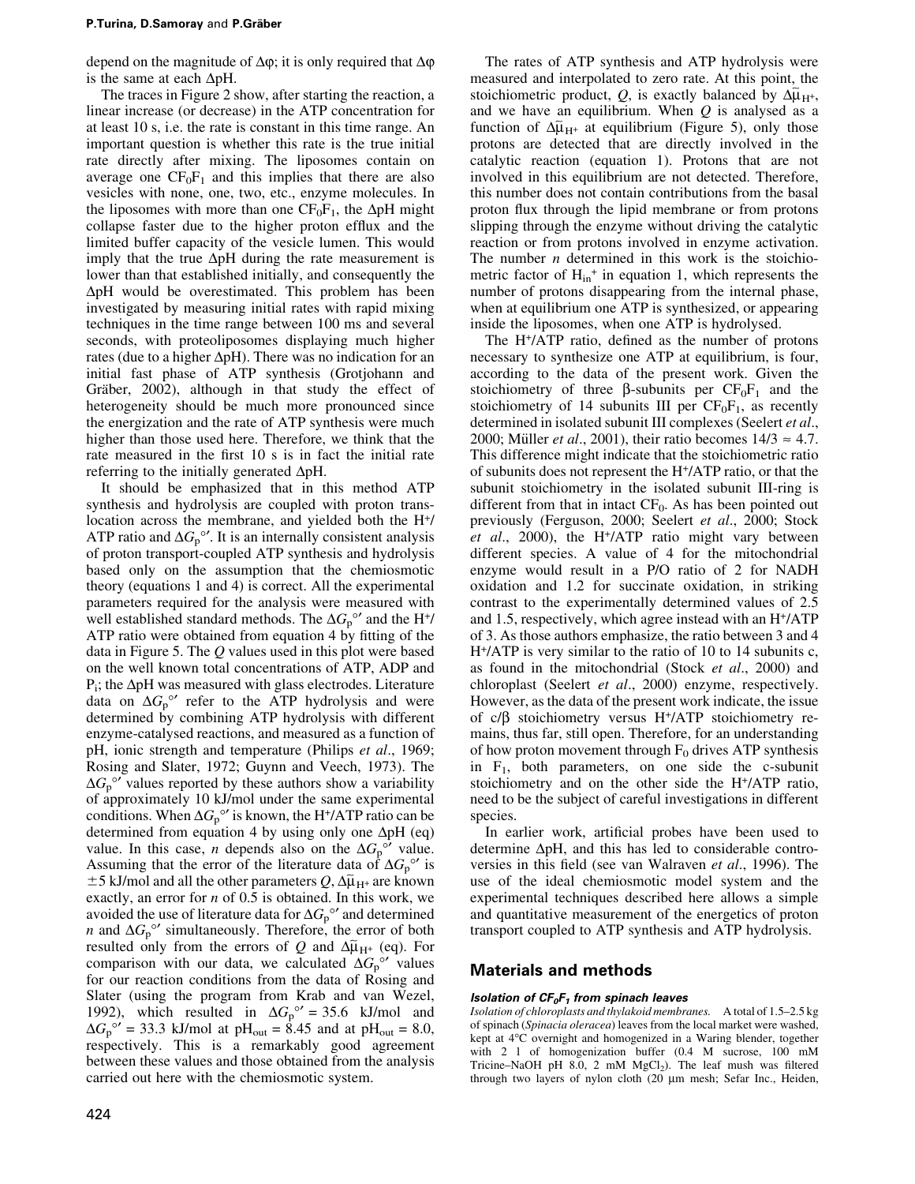depend on the magnitude of $\Delta\varphi$; it is only required that $\Delta\varphi$ is the same at each $\Delta$pH.

The traces in Figure 2 show, after starting the reaction, a linear increase (or decrease) in the ATP concentration for at least 10 s, i.e. the rate is constant in this time range. An important question is whether this rate is the true initial rate directly after mixing. The liposomes contain on average one $CF_0F_1$ and this implies that there are also vesicles with none, one, two, etc., enzyme molecules. In the liposomes with more than one $CF_0F_1$, the $\Delta$pH might collapse faster due to the higher proton efflux and the limited buffer capacity of the vesicle lumen. This would imply that the true $\Delta$pH during the rate measurement is lower than that established initially, and consequently the $\Delta$pH would be overestimated. This problem has been investigated by measuring initial rates with rapid mixing techniques in the time range between 100 ms and several seconds, with proteoliposomes displaying much higher rates (due to a higher $\Delta$pH). There was no indication for an initial fast phase of ATP synthesis (Grotjohann and Gräber, 2002), although in that study the effect of heterogeneity should be much more pronounced since the energization and the rate of ATP synthesis were much higher than those used here. Therefore, we think that the rate measured in the first 10 s is in fact the initial rate referring to the initially generated $\Delta$pH.

It should be emphasized that in this method ATP synthesis and hydrolysis are coupled with proton translocation across the membrane, and yielded both the $H^+$/ATP ratio and $\Delta G_p^{\circ\prime}$. It is an internally consistent analysis of proton transport-coupled ATP synthesis and hydrolysis based only on the assumption that the chemiosmotic theory (equations 1 and 4) is correct. All the experimental parameters required for the analysis were measured with well established standard methods. The $\Delta G_p^{\circ\prime}$ and the $H^+$/ATP ratio were obtained from equation 4 by fitting of the data in Figure 5. The $Q$ values used in this plot were based on the well known total concentrations of ATP, ADP and $P_i$; the $\Delta$pH was measured with glass electrodes. Literature data on $\Delta G_p^{\circ\prime}$ refer to the ATP hydrolysis and were determined by combining ATP hydrolysis with different enzyme-catalysed reactions, and measured as a function of pH, ionic strength and temperature (Philips *et al*., 1969; Rosing and Slater, 1972; Guynn and Veech, 1973). The $\Delta G_p^{\circ\prime}$ values reported by these authors show a variability of approximately 10 kJ/mol under the same experimental conditions. When $\Delta G_p^{\circ\prime}$ is known, the $H^+$/ATP ratio can be determined from equation 4 by using only one $\Delta$pH (eq) value. In this case, $n$ depends also on the $\Delta G_p^{\circ\prime}$ value. Assuming that the error of the literature data of $\Delta G_p^{\circ\prime}$ is $\pm 5$ kJ/mol and all the other parameters $Q$, $\Delta\tilde{\mu}_{H^+}$ are known exactly, an error for $n$ of 0.5 is obtained. In this work, we avoided the use of literature data for $\Delta G_p^{\circ\prime}$ and determined $n$ and $\Delta G_p^{\circ\prime}$ simultaneously. Therefore, the error of both resulted only from the errors of $Q$ and $\Delta\tilde{\mu}_{H^+}$ (eq). For comparison with our data, we calculated $\Delta G_p^{\circ\prime}$ values for our reaction conditions from the data of Rosing and Slater (using the program from Krab and van Wezel, 1992), which resulted in $\Delta G_p^{\circ\prime} = 35.6$ kJ/mol and $\Delta G_p^{\circ\prime} = 33.3$ kJ/mol at $pH_{out} = 8.45$ and at $pH_{out} = 8.0$, respectively. This is a remarkably good agreement between these values and those obtained from the analysis carried out here with the chemiosmotic system.

The rates of ATP synthesis and ATP hydrolysis were measured and interpolated to zero rate. At this point, the stoichiometric product, $Q$, is exactly balanced by $\Delta\tilde{\mu}_{H^+}$, and we have an equilibrium. When $Q$ is analysed as a function of $\Delta\tilde{\mu}_{H^+}$ at equilibrium (Figure 5), only those protons are detected that are directly involved in the catalytic reaction (equation 1). Protons that are not involved in this equilibrium are not detected. Therefore, this number does not contain contributions from the basal proton flux through the lipid membrane or from protons slipping through the enzyme without driving the catalytic reaction or from protons involved in enzyme activation. The number $n$ determined in this work is the stoichiometric factor of $H_{in}^+$ in equation 1, which represents the number of protons disappearing from the internal phase, when at equilibrium one ATP is synthesized, or appearing inside the liposomes, when one ATP is hydrolysed.

The $H^+$/ATP ratio, defined as the number of protons necessary to synthesize one ATP at equilibrium, is four, according to the data of the present work. Given the stoichiometry of three $\beta$-subunits per $CF_0F_1$ and the stoichiometry of 14 subunits III per $CF_0F_1$, as recently determined in isolated subunit III complexes (Seelert *et al*., 2000; Müller *et al*., 2001), their ratio becomes $14/3 \approx 4.7$. This difference might indicate that the stoichiometric ratio of subunits does not represent the $H^+$/ATP ratio, or that the subunit stoichiometry in the isolated subunit III-ring is different from that in intact $CF_0$. As has been pointed out previously (Ferguson, 2000; Seelert *et al*., 2000; Stock *et al*., 2000), the $H^+$/ATP ratio might vary between different species. A value of 4 for the mitochondrial enzyme would result in a P/O ratio of 2 for NADH oxidation and 1.2 for succinate oxidation, in striking contrast to the experimentally determined values of 2.5 and 1.5, respectively, which agree instead with an $H^+$/ATP of 3. As those authors emphasize, the ratio between 3 and 4 $H^+$/ATP is very similar to the ratio of 10 to 14 subunits c, as found in the mitochondrial (Stock *et al*., 2000) and chloroplast (Seelert *et al*., 2000) enzyme, respectively. However, as the data of the present work indicate, the issue of c/$\beta$ stoichiometry versus $H^+$/ATP stoichiometry remains, thus far, still open. Therefore, for an understanding of how proton movement through $F_0$ drives ATP synthesis in $F_1$, both parameters, on one side the c-subunit stoichiometry and on the other side the $H^+$/ATP ratio, need to be the subject of careful investigations in different species.

In earlier work, artificial probes have been used to determine $\Delta$pH, and this has led to considerable controversies in this field (see van Walraven *et al*., 1996). The use of the ideal chemiosmotic model system and the experimental techniques described here allows a simple and quantitative measurement of the energetics of proton transport coupled to ATP synthesis and ATP hydrolysis.

## Materials and methods

### *Isolation of $CF_0F_1$ from spinach leaves*

*Isolation of chloroplasts and thylakoid membranes.* A total of 1.5–2.5 kg of spinach (*Spinacia oleracea*) leaves from the local market were washed, kept at 4°C overnight and homogenized in a Waring blender, together with 2 l of homogenization buffer (0.4 M sucrose, 100 mM Tricine–NaOH pH 8.0, 2 mM $MgCl_2$). The leaf mush was filtered through two layers of nylon cloth (20 μm mesh; Sefar Inc., Heiden,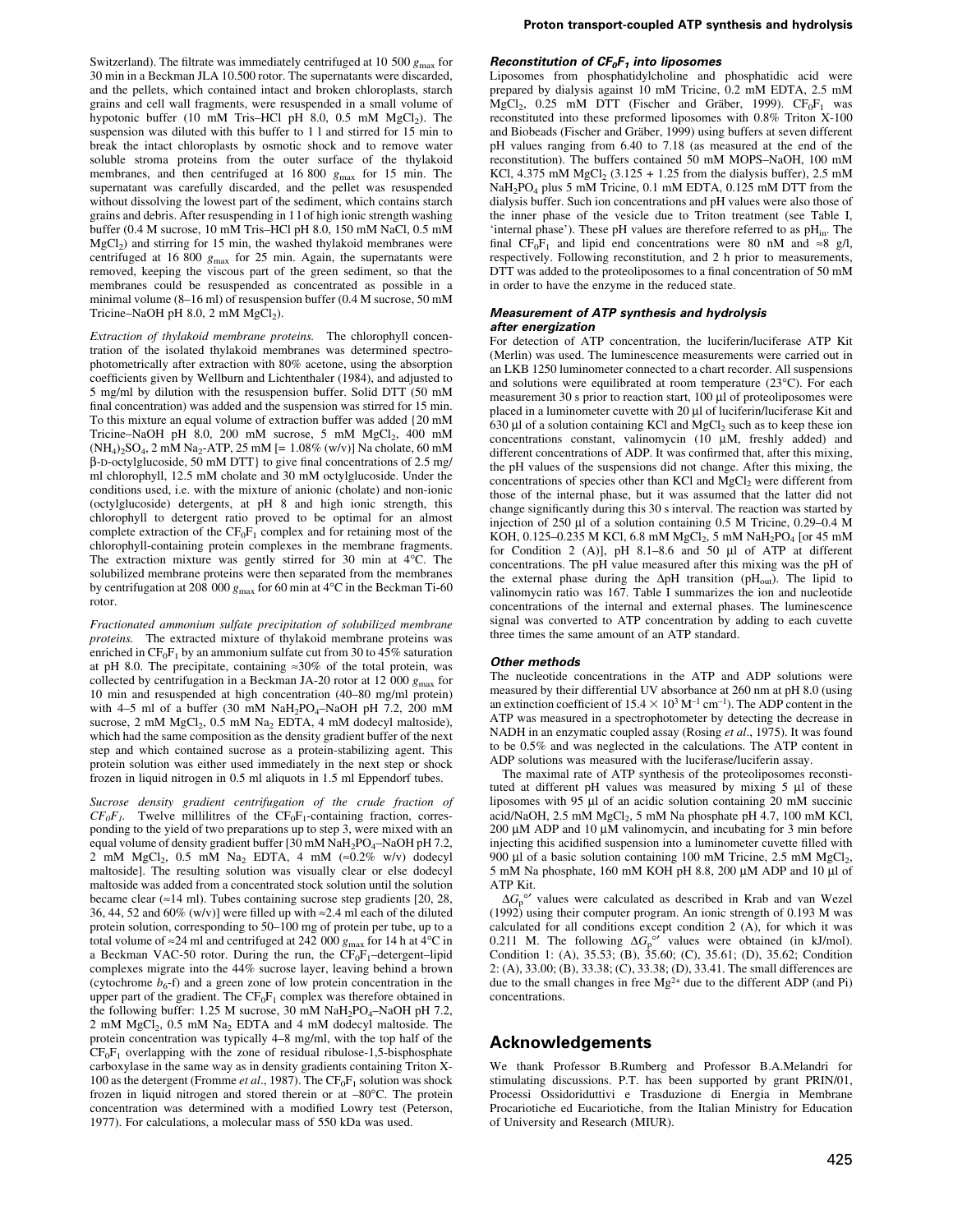Switzerland). The filtrate was immediately centrifuged at 10 500 $g_{max}$ for 30 min in a Beckman JLA 10.500 rotor. The supernatants were discarded, and the pellets, which contained intact and broken chloroplasts, starch grains and cell wall fragments, were resuspended in a small volume of hypotonic buffer (10 mM Tris–HCl pH 8.0, 0.5 mM $MgCl_2$). The suspension was diluted with this buffer to 1 l and stirred for 15 min to break the intact chloroplasts by osmotic shock and to remove water soluble stroma proteins from the outer surface of the thylakoid membranes, and then centrifuged at 16 800 $g_{max}$ for 15 min. The supernatant was carefully discarded, and the pellet was resuspended without dissolving the lowest part of the sediment, which contains starch grains and debris. After resuspending in 1 l of high ionic strength washing buffer (0.4 M sucrose, 10 mM Tris–HCl pH 8.0, 150 mM NaCl, 0.5 mM $MgCl_2$) and stirring for 15 min, the washed thylakoid membranes were centrifuged at 16 800 $g_{max}$ for 25 min. Again, the supernatants were removed, keeping the viscous part of the green sediment, so that the membranes could be resuspended as concentrated as possible in a minimal volume (8–16 ml) of resuspension buffer (0.4 M sucrose, 50 mM Tricine–NaOH pH 8.0, 2 mM $MgCl_2$).

*Extraction of thylakoid membrane proteins.* The chlorophyll concentration of the isolated thylakoid membranes was determined spectrophotometrically after extraction with 80% acetone, using the absorption coefficients given by Wellburn and Lichtenthaler (1984), and adjusted to 5 mg/ml by dilution with the resuspension buffer. Solid DTT (50 mM final concentration) was added and the suspension was stirred for 15 min. To this mixture an equal volume of extraction buffer was added {20 mM Tricine–NaOH pH 8.0, 200 mM sucrose, 5 mM $MgCl_2$, 400 mM $(NH_4)_2SO_4$, 2 mM $Na_2$-ATP, 25 mM [= 1.08% (w/v)] Na cholate, 60 mM β-D-octylglucoside, 50 mM DTT} to give final concentrations of 2.5 mg/ml chlorophyll, 12.5 mM cholate and 30 mM octylglucoside. Under the conditions used, i.e. with the mixture of anionic (cholate) and non-ionic (octylglucoside) detergents, at pH 8 and high ionic strength, this chlorophyll to detergent ratio proved to be optimal for an almost complete extraction of the $CF_0F_1$ complex and for retaining most of the chlorophyll-containing protein complexes in the membrane fragments. The extraction mixture was gently stirred for 30 min at 4°C. The solubilized membrane proteins were then separated from the membranes by centrifugation at 208 000 $g_{max}$ for 60 min at 4°C in the Beckman Ti-60 rotor.

*Fractionated ammonium sulfate precipitation of solubilized membrane proteins.* The extracted mixture of thylakoid membrane proteins was enriched in $CF_0F_1$ by an ammonium sulfate cut from 30 to 45% saturation at pH 8.0. The precipitate, containing ≈30% of the total protein, was collected by centrifugation in a Beckman JA-20 rotor at 12 000 $g_{max}$ for 10 min and resuspended at high concentration (40–80 mg/ml protein) with 4–5 ml of a buffer (30 mM $NaH_2PO_4$–NaOH pH 7.2, 200 mM sucrose, 2 mM $MgCl_2$, 0.5 mM $Na_2$ EDTA, 4 mM dodecyl maltoside), which had the same composition as the density gradient buffer of the next step and which contained sucrose as a protein-stabilizing agent. This protein solution was either used immediately in the next step or shock frozen in liquid nitrogen in 0.5 ml aliquots in 1.5 ml Eppendorf tubes.

*Sucrose density gradient centrifugation of the crude fraction of $CF_0F_1$.* Twelve millilitres of the $CF_0F_1$-containing fraction, corresponding to the yield of two preparations up to step 3, were mixed with an equal volume of density gradient buffer [30 mM $NaH_2PO_4$–NaOH pH 7.2, 2 mM $MgCl_2$, 0.5 mM $Na_2$ EDTA, 4 mM (≈0.2% w/v) dodecyl maltoside]. The resulting solution was visually clear or else dodecyl maltoside was added from a concentrated stock solution until the solution became clear (≈14 ml). Tubes containing sucrose step gradients [20, 28, 36, 44, 52 and 60% (w/v)] were filled up with ≈2.4 ml each of the diluted protein solution, corresponding to 50–100 mg of protein per tube, up to a total volume of ≈24 ml and centrifuged at 242 000 $g_{max}$ for 14 h at 4°C in a Beckman VAC-50 rotor. During the run, the $CF_0F_1$–detergent–lipid complexes migrate into the 44% sucrose layer, leaving behind a brown (cytochrome $b_6$-f) and a green zone of low protein concentration in the upper part of the gradient. The $CF_0F_1$ complex was therefore obtained in the following buffer: 1.25 M sucrose, 30 mM $NaH_2PO_4$–NaOH pH 7.2, 2 mM $MgCl_2$, 0.5 mM $Na_2$ EDTA and 4 mM dodecyl maltoside. The protein concentration was typically 4–8 mg/ml, with the top half of the $CF_0F_1$ overlapping with the zone of residual ribulose-1,5-bisphosphate carboxylase in the same way as in density gradients containing Triton X-100 as the detergent (Fromme *et al*., 1987). The $CF_0F_1$ solution was shock frozen in liquid nitrogen and stored therein or at –80°C. The protein concentration was determined with a modified Lowry test (Peterson, 1977). For calculations, a molecular mass of 550 kDa was used.

### Reconstitution of $CF_0F_1$ into liposomes

Liposomes from phosphatidylcholine and phosphatidic acid were prepared by dialysis against 10 mM Tricine, 0.2 mM EDTA, 2.5 mM $MgCl_2$, 0.25 mM DTT (Fischer and Gräber, 1999). $CF_0F_1$ was reconstituted into these preformed liposomes with 0.8% Triton X-100 and Biobeads (Fischer and Gräber, 1999) using buffers at seven different pH values ranging from 6.40 to 7.18 (as measured at the end of the reconstitution). The buffers contained 50 mM MOPS–NaOH, 100 mM KCl, 4.375 mM $MgCl_2$ (3.125 + 1.25 from the dialysis buffer), 2.5 mM $NaH_2PO_4$ plus 5 mM Tricine, 0.1 mM EDTA, 0.125 mM DTT from the dialysis buffer. Such ion concentrations and pH values were also those of the inner phase of the vesicle due to Triton treatment (see Table I, 'internal phase'). These pH values are therefore referred to as $pH_{in}$. The final $CF_0F_1$ and lipid end concentrations were 80 nM and ≈8 g/l, respectively. Following reconstitution, and 2 h prior to measurements, DTT was added to the proteoliposomes to a final concentration of 50 mM in order to have the enzyme in the reduced state.

### Measurement of ATP synthesis and hydrolysis after energization

For detection of ATP concentration, the luciferin/luciferase ATP Kit (Merlin) was used. The luminescence measurements were carried out in an LKB 1250 luminometer connected to a chart recorder. All suspensions and solutions were equilibrated at room temperature (23°C). For each measurement 30 s prior to reaction start, 100 µl of proteoliposomes were placed in a luminometer cuvette with 20 µl of luciferin/luciferase Kit and 630 µl of a solution containing KCl and $MgCl_2$ such as to keep these ion concentrations constant, valinomycin (10 µM, freshly added) and different concentrations of ADP. It was confirmed that, after this mixing, the pH values of the suspensions did not change. After this mixing, the concentrations of species other than KCl and $MgCl_2$ were different from those of the internal phase, but it was assumed that the latter did not change significantly during this 30 s interval. The reaction was started by injection of 250 µl of a solution containing 0.5 M Tricine, 0.29–0.4 M KOH, 0.125–0.235 M KCl, 6.8 mM $MgCl_2$, 5 mM $NaH_2PO_4$ [or 45 mM for Condition 2 (A)], pH 8.1–8.6 and 50 µl of ATP at different concentrations. The pH value measured after this mixing was the pH of the external phase during the ΔpH transition ($pH_{out}$). The lipid to valinomycin ratio was 167. Table I summarizes the ion and nucleotide concentrations of the internal and external phases. The luminescence signal was converted to ATP concentration by adding to each cuvette three times the same amount of an ATP standard.

### Other methods

The nucleotide concentrations in the ATP and ADP solutions were measured by their differential UV absorbance at 260 nm at pH 8.0 (using an extinction coefficient of $15.4 \times 10^3\ M^{-1}\ cm^{-1}$). The ADP content in the ATP was measured in a spectrophotometer by detecting the decrease in NADH in an enzymatic coupled assay (Rosing *et al*., 1975). It was found to be 0.5% and was neglected in the calculations. The ATP content in ADP solutions was measured with the luciferase/luciferin assay.

The maximal rate of ATP synthesis of the proteoliposomes reconstituted at different pH values was measured by mixing 5 µl of these liposomes with 95 µl of an acidic solution containing 20 mM succinic acid/NaOH, 2.5 mM $MgCl_2$, 5 mM Na phosphate pH 4.7, 100 mM KCl, 200 µM ADP and 10 µM valinomycin, and incubating for 3 min before injecting this acidified suspension into a luminometer cuvette filled with 900 µl of a basic solution containing 100 mM Tricine, 2.5 mM $MgCl_2$, 5 mM Na phosphate, 160 mM KOH pH 8.8, 200 µM ADP and 10 µl of ATP Kit.

$\Delta G_p^{\circ\prime}$ values were calculated as described in Krab and van Wezel (1992) using their computer program. An ionic strength of 0.193 M was calculated for all conditions except condition 2 (A), for which it was 0.211 M. The following $\Delta G_p^{\circ\prime}$ values were obtained (in kJ/mol). Condition 1: (A), 35.53; (B), 35.60; (C), 35.61; (D), 35.62; Condition 2: (A), 33.00; (B), 33.38; (C), 33.38; (D), 33.41. The small differences are due to the small changes in free $Mg^{2+}$ due to the different ADP (and Pi) concentrations.

## Acknowledgements

We thank Professor B.Rumberg and Professor B.A.Melandri for stimulating discussions. P.T. has been supported by grant PRIN/01, Processi Ossidoriduttivi e Trasduzione di Energia in Membrane Procariotiche ed Eucariotiche, from the Italian Ministry for Education of University and Research (MIUR).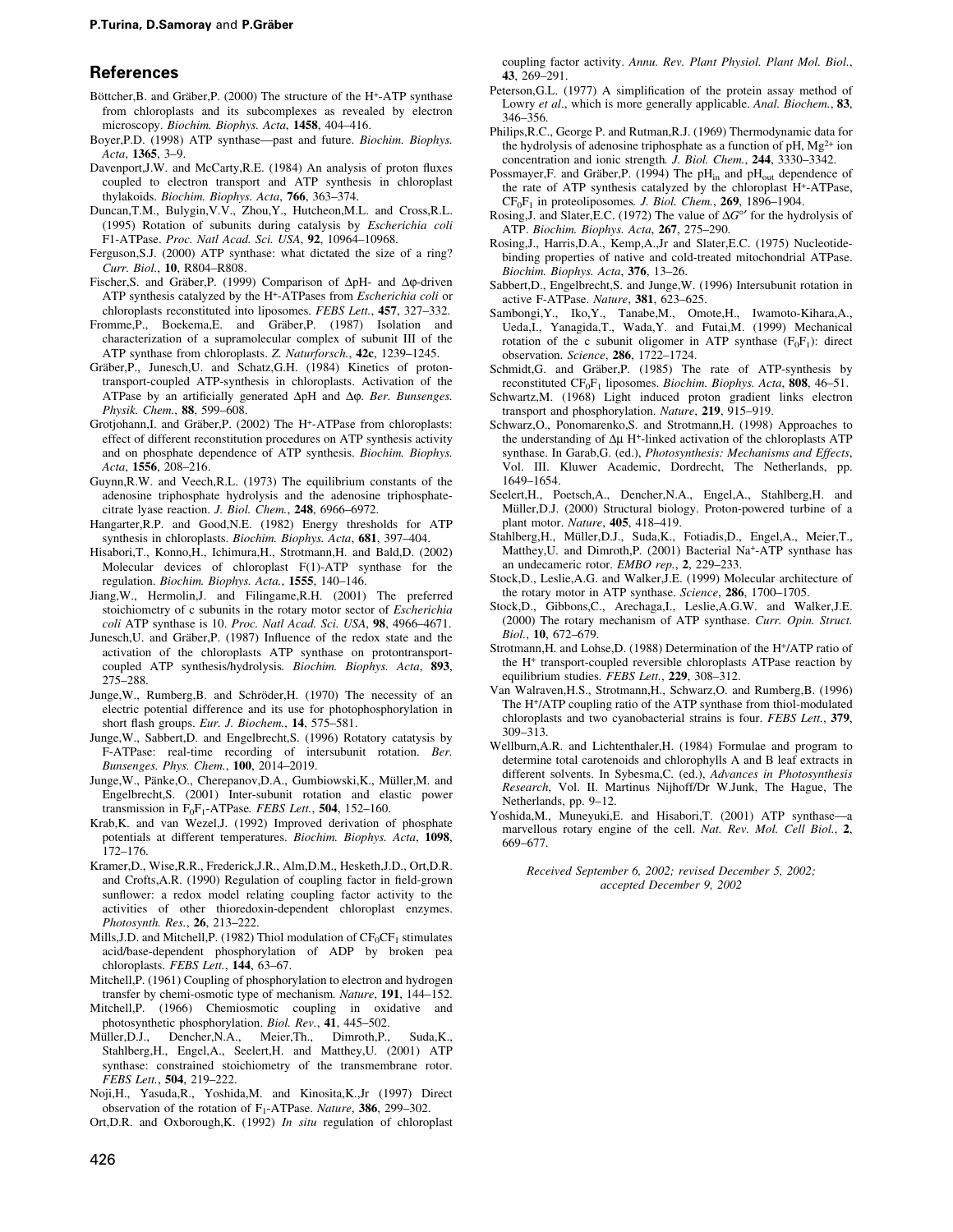## References

Böttcher,B. and Gräber,P. (2000) The structure of the $H^+$-ATP synthase from chloroplasts and its subcomplexes as revealed by electron microscopy. *Biochim. Biophys. Acta*, **1458**, 404–416.

Boyer,P.D. (1998) ATP synthase—past and future. *Biochim. Biophys. Acta*, **1365**, 3–9.

Davenport,J.W. and McCarty,R.E. (1984) An analysis of proton fluxes coupled to electron transport and ATP synthesis in chloroplast thylakoids. *Biochim. Biophys. Acta*, **766**, 363–374.

Duncan,T.M., Bulygin,V.V., Zhou,Y., Hutcheon,M.L. and Cross,R.L. (1995) Rotation of subunits during catalysis by *Escherichia coli* F1-ATPase. *Proc. Natl Acad. Sci. USA*, **92**, 10964–10968.

Ferguson,S.J. (2000) ATP synthase: what dictated the size of a ring? *Curr. Biol.*, **10**, R804–R808.

Fischer,S. and Gräber,P. (1999) Comparison of $\Delta$pH- and $\Delta\varphi$-driven ATP synthesis catalyzed by the $H^+$-ATPases from *Escherichia coli* or chloroplasts reconstituted into liposomes. *FEBS Lett.*, **457**, 327–332.

Fromme,P., Boekema,E. and Gräber,P. (1987) Isolation and characterization of a supramolecular complex of subunit III of the ATP synthase from chloroplasts. *Z. Naturforsch.*, **42c**, 1239–1245.

Gräber,P., Junesch,U. and Schatz,G.H. (1984) Kinetics of proton-transport-coupled ATP-synthesis in chloroplasts. Activation of the ATPase by an artificially generated $\Delta$pH and $\Delta\varphi$. *Ber. Bunsenges. Physik. Chem.*, **88**, 599–608.

Grotjohann,I. and Gräber,P. (2002) The $H^+$-ATPase from chloroplasts: effect of different reconstitution procedures on ATP synthesis activity and on phosphate dependence of ATP synthesis. *Biochim. Biophys. Acta*, **1556**, 208–216.

Guynn,R.W. and Veech,R.L. (1973) The equilibrium constants of the adenosine triphosphate hydrolysis and the adenosine triphosphate-citrate lyase reaction. *J. Biol. Chem.*, **248**, 6966–6972.

Hangarter,R.P. and Good,N.E. (1982) Energy thresholds for ATP synthesis in chloroplasts. *Biochim. Biophys. Acta*, **681**, 397–404.

Hisabori,T., Konno,H., Ichimura,H., Strotmann,H. and Bald,D. (2002) Molecular devices of chloroplast F(1)-ATP synthase for the regulation. *Biochim. Biophys. Acta.*, **1555**, 140–146.

Jiang,W., Hermolin,J. and Filingame,R.H. (2001) The preferred stoichiometry of c subunits in the rotary motor sector of *Escherichia coli* ATP synthase is 10. *Proc. Natl Acad. Sci. USA*, **98**, 4966–4671.

Junesch,U. and Gräber,P. (1987) Influence of the redox state and the activation of the chloroplasts ATP synthase on protontransport-coupled ATP synthesis/hydrolysis. *Biochim. Biophys. Acta*, **893**, 275–288.

Junge,W., Rumberg,B. and Schröder,H. (1970) The necessity of an electric potential difference and its use for photophosphorylation in short flash groups. *Eur. J. Biochem.*, **14**, 575–581.

Junge,W., Sabbert,D. and Engelbrecht,S. (1996) Rotatory catalysis by F-ATPase: real-time recording of intersubunit rotation. *Ber. Bunsenges. Phys. Chem.*, **100**, 2014–2019.

Junge,W., Pänke,O., Cherepanov,D.A., Gumbiowski,K., Müller,M. and Engelbrecht,S. (2001) Inter-subunit rotation and elastic power transmission in $F_0F_1$-ATPase. *FEBS Lett.*, **504**, 152–160.

Krab,K. and van Wezel,J. (1992) Improved derivation of phosphate potentials at different temperatures. *Biochim. Biophys. Acta*, **1098**, 172–176.

Kramer,D., Wise,R.R., Frederick,J.R., Alm,D.M., Hesketh,J.D., Ort,D.R. and Crofts,A.R. (1990) Regulation of coupling factor in field-grown sunflower: a redox model relating coupling factor activity to the activities of other thioredoxin-dependent chloroplast enzymes. *Photosynth. Res.*, **26**, 213–222.

Mills,J.D. and Mitchell,P. (1982) Thiol modulation of $CF_0CF_1$ stimulates acid/base-dependent phosphorylation of ADP by broken pea chloroplasts. *FEBS Lett.*, **144**, 63–67.

Mitchell,P. (1961) Coupling of phosphorylation to electron and hydrogen transfer by chemi-osmotic type of mechanism. *Nature*, **191**, 144–152.

Mitchell,P. (1966) Chemiosmotic coupling in oxidative and photosynthetic phosphorylation. *Biol. Rev.*, **41**, 445–502.

Müller,D.J., Dencher,N.A., Meier,Th., Dimroth,P., Suda,K., Stahlberg,H., Engel,A., Seelert,H. and Matthey,U. (2001) ATP synthase: constrained stoichiometry of the transmembrane rotor. *FEBS Lett.*, **504**, 219–222.

Noji,H., Yasuda,R., Yoshida,M. and Kinosita,K.,Jr (1997) Direct observation of the rotation of $F_1$-ATPase. *Nature*, **386**, 299–302.

Ort,D.R. and Oxborough,K. (1992) *In situ* regulation of chloroplast coupling factor activity. *Annu. Rev. Plant Physiol. Plant Mol. Biol.*, **43**, 269–291.

Peterson,G.L. (1977) A simplification of the protein assay method of Lowry *et al*., which is more generally applicable. *Anal. Biochem.*, **83**, 346–356.

Philips,R.C., George P. and Rutman,R.J. (1969) Thermodynamic data for the hydrolysis of adenosine triphosphate as a function of pH, $Mg^{2+}$ ion concentration and ionic strength. *J. Biol. Chem.*, **244**, 3330–3342.

Possmayer,F. and Gräber,P. (1994) The $pH_{in}$ and $pH_{out}$ dependence of the rate of ATP synthesis catalyzed by the chloroplast $H^+$-ATPase, $CF_0F_1$ in proteoliposomes. *J. Biol. Chem.*, **269**, 1896–1904.

Rosing,J. and Slater,E.C. (1972) The value of $\Delta G^{o\prime}$ for the hydrolysis of ATP. *Biochim. Biophys. Acta*, **267**, 275–290.

Rosing,J., Harris,D.A., Kemp,A.,Jr and Slater,E.C. (1975) Nucleotide-binding properties of native and cold-treated mitochondrial ATPase. *Biochim. Biophys. Acta*, **376**, 13–26.

Sabbert,D., Engelbrecht,S. and Junge,W. (1996) Intersubunit rotation in active F-ATPase. *Nature*, **381**, 623–625.

Sambongi,Y., Iko,Y., Tanabe,M., Omote,H., Iwamoto-Kihara,A., Ueda,I., Yanagida,T., Wada,Y. and Futai,M. (1999) Mechanical rotation of the c subunit oligomer in ATP synthase ($F_0F_1$): direct observation. *Science*, **286**, 1722–1724.

Schmidt,G. and Gräber,P. (1985) The rate of ATP-synthesis by reconstituted $CF_0F_1$ liposomes. *Biochim. Biophys. Acta*, **808**, 46–51.

Schwartz,M. (1968) Light induced proton gradient links electron transport and phosphorylation. *Nature*, **219**, 915–919.

Schwarz,O., Ponomarenko,S. and Strotmann,H. (1998) Approaches to the understanding of $\Delta\mu$ $H^+$-linked activation of the chloroplasts ATP synthase. In Garab,G. (ed.), *Photosynthesis: Mechanisms and Effects*, Vol. III. Kluwer Academic, Dordrecht, The Netherlands, pp. 1649–1654.

Seelert,H., Poetsch,A., Dencher,N.A., Engel,A., Stahlberg,H. and Müller,D.J. (2000) Structural biology. Proton-powered turbine of a plant motor. *Nature*, **405**, 418–419.

Stahlberg,H., Müller,D.J., Suda,K., Fotiadis,D., Engel,A., Meier,T., Matthey,U. and Dimroth,P. (2001) Bacterial $Na^+$-ATP synthase has an undecameric rotor. *EMBO rep.*, **2**, 229–233.

Stock,D., Leslie,A.G. and Walker,J.E. (1999) Molecular architecture of the rotary motor in ATP synthase. *Science*, **286**, 1700–1705.

Stock,D., Gibbons,C., Arechaga,I., Leslie,A.G.W. and Walker,J.E. (2000) The rotary mechanism of ATP synthase. *Curr. Opin. Struct. Biol.*, **10**, 672–679.

Strotmann,H. and Lohse,D. (1988) Determination of the $H^+$/ATP ratio of the $H^+$ transport-coupled reversible chloroplasts ATPase reaction by equilibrium studies. *FEBS Lett.*, **229**, 308–312.

Van Walraven,H.S., Strotmann,H., Schwarz,O. and Rumberg,B. (1996) The $H^+$/ATP coupling ratio of the ATP synthase from thiol-modulated chloroplasts and two cyanobacterial strains is four. *FEBS Lett.*, **379**, 309–313.

Wellburn,A.R. and Lichtenthaler,H. (1984) Formulae and program to determine total carotenoids and chlorophylls A and B leaf extracts in different solvents. In Sybesma,C. (ed.), *Advances in Photosynthesis Research*, Vol. II. Martinus Nijhoff/Dr W.Junk, The Hague, The Netherlands, pp. 9–12.

Yoshida,M., Muneyuki,E. and Hisabori,T. (2001) ATP synthase—a marvellous rotary engine of the cell. *Nat. Rev. Mol. Cell Biol.*, **2**, 669–677.

*Received September 6, 2002; revised December 5, 2002; accepted December 9, 2002*